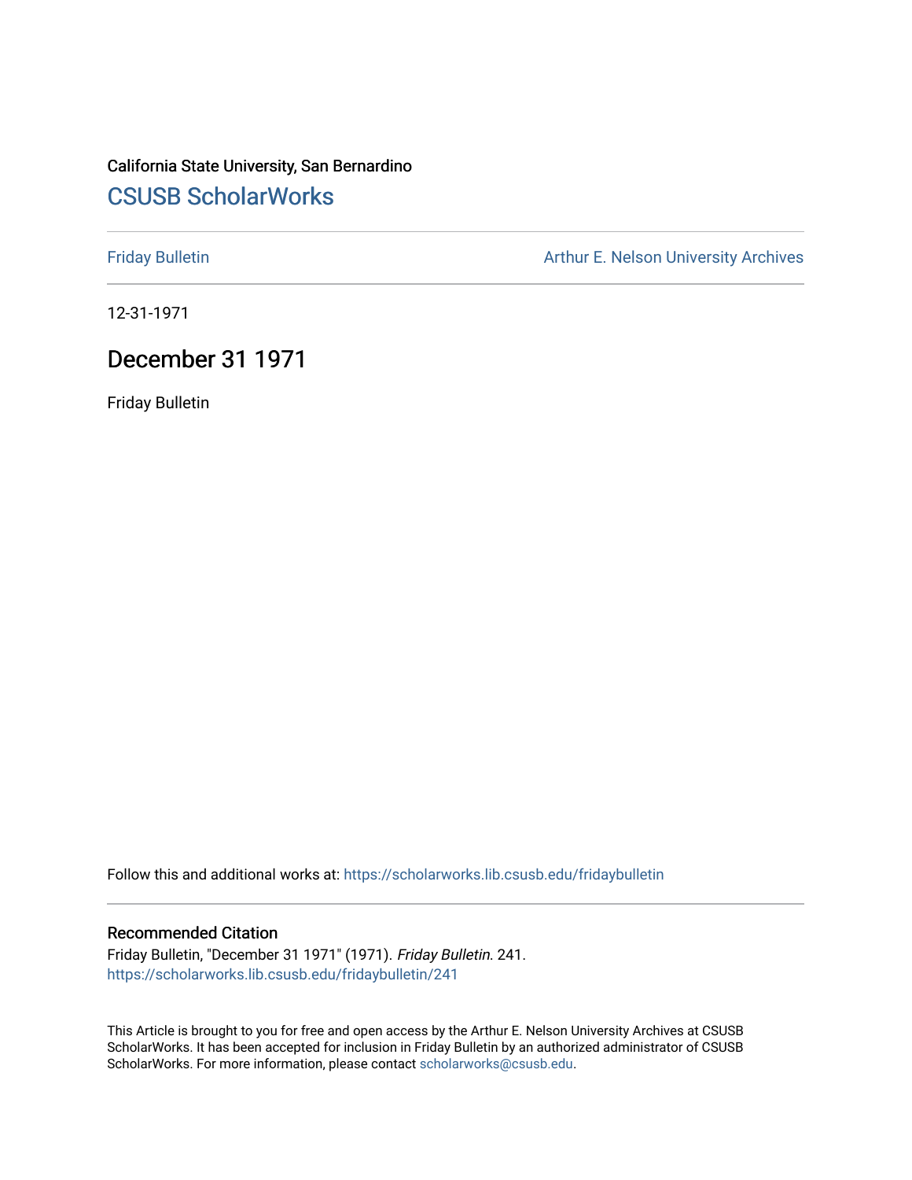California State University, San Bernardino

# CSUSB ScholarWorks

Friday Bulletin

Arthur E. Nelson University Archives

12-31-1971

## December 31 1971

Friday Bulletin

Follow this and additional works at: https://scholarworks.lib.csusb.edu/fridaybulletin

### Recommended Citation

Friday Bulletin, "December 31 1971" (1971). *Friday Bulletin*. 241.
https://scholarworks.lib.csusb.edu/fridaybulletin/241

This Article is brought to you for free and open access by the Arthur E. Nelson University Archives at CSUSB ScholarWorks. It has been accepted for inclusion in Friday Bulletin by an authorized administrator of CSUSB ScholarWorks. For more information, please contact scholarworks@csusb.edu.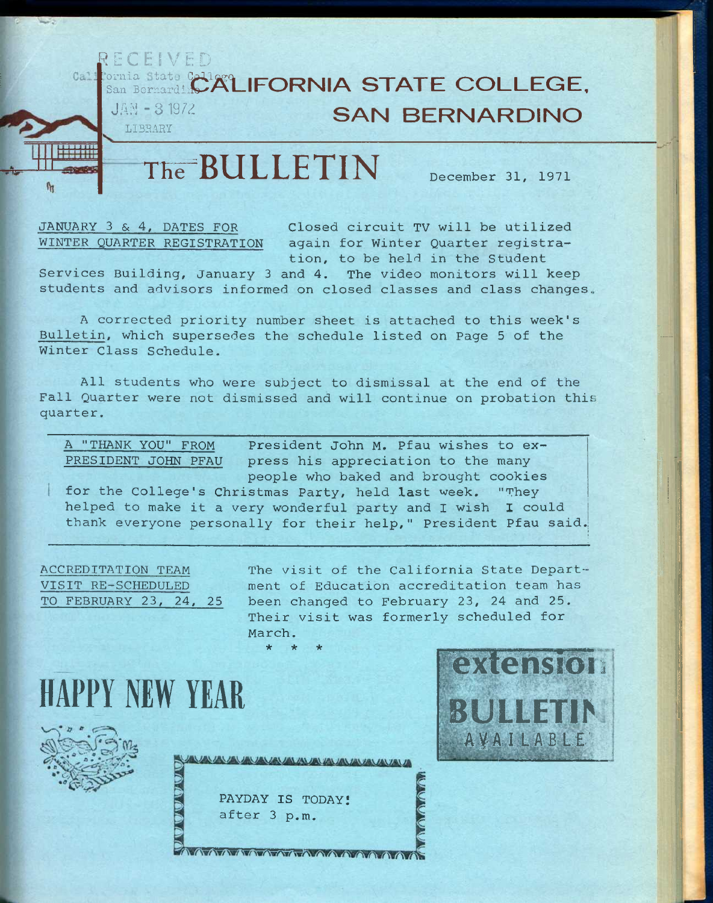RECEIVED
California State College
San Bernardino
JAN - 3 1972
LIBRARY

# CALIFORNIA STATE COLLEGE, SAN BERNARDINO

# The BULLETIN

December 31, 1971

**JANUARY 3 & 4, DATES FOR WINTER QUARTER REGISTRATION**

Closed circuit TV will be utilized again for Winter Quarter registration, to be held in the Student Services Building, January 3 and 4. The video monitors will keep students and advisors informed on closed classes and class changes.

A corrected priority number sheet is attached to this week's Bulletin, which supersedes the schedule listed on Page 5 of the Winter Class Schedule.

All students who were subject to dismissal at the end of the Fall Quarter were not dismissed and will continue on probation this quarter.

**A "THANK YOU" FROM PRESIDENT JOHN PFAU**

President John M. Pfau wishes to express his appreciation to the many people who baked and brought cookies for the College's Christmas Party, held last week. "They helped to make it a very wonderful party and I wish I could thank everyone personally for their help," President Pfau said.

**ACCREDITATION TEAM VISIT RE-SCHEDULED TO FEBRUARY 23, 24, 25**

The visit of the California State Department of Education accreditation team has been changed to February 23, 24 and 25. Their visit was formerly scheduled for March.

\* \* \*

# HAPPY NEW YEAR

**extension BULLETIN AVAILABLE**

PAYDAY IS TODAY!
after 3 p.m.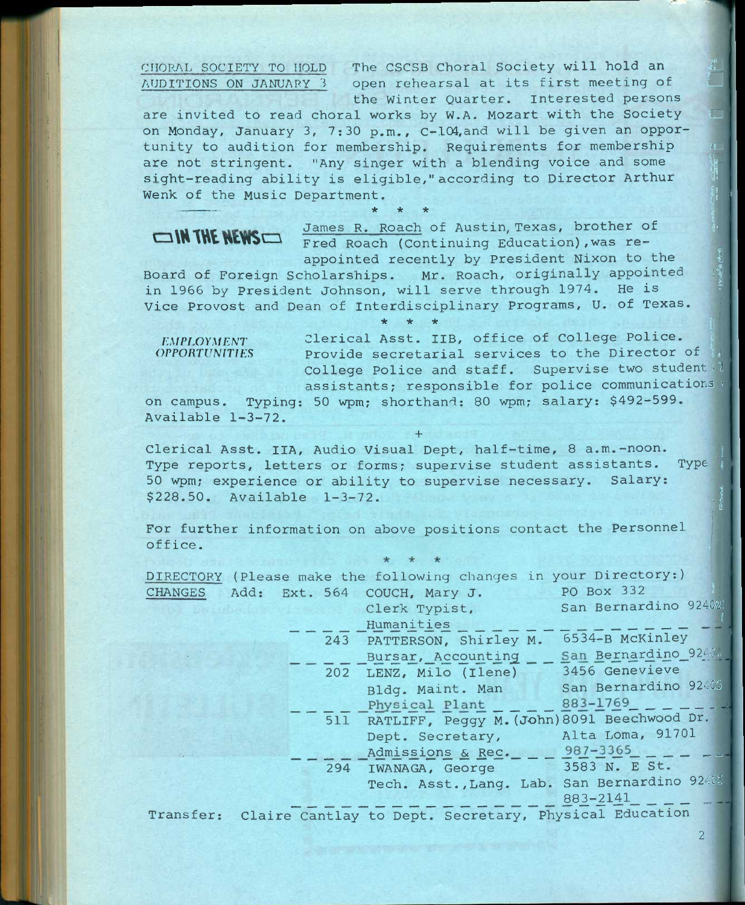**CHORAL SOCIETY TO HOLD AUDITIONS ON JANUARY 3**

The CSCSB Choral Society will hold an open rehearsal at its first meeting of the Winter Quarter. Interested persons are invited to read choral works by W.A. Mozart with the Society on Monday, January 3, 7:30 p.m., C-104, and will be given an opportunity to audition for membership. Requirements for membership are not stringent. "Any singer with a blending voice and some sight-reading ability is eligible," according to Director Arthur Wenk of the Music Department.

\* \* \*

**IN THE NEWS**

James R. Roach of Austin, Texas, brother of Fred Roach (Continuing Education), was reappointed recently by President Nixon to the Board of Foreign Scholarships. Mr. Roach, originally appointed in 1966 by President Johnson, will serve through 1974. He is Vice Provost and Dean of Interdisciplinary Programs, U. of Texas.

\* \* \*

***EMPLOYMENT OPPORTUNITIES***

Clerical Asst. IIB, office of College Police. Provide secretarial services to the Director of College Police and staff. Supervise two student assistants; responsible for police communications on campus. Typing: 50 wpm; shorthand: 80 wpm; salary: $492-599. Available 1-3-72.

\+

Clerical Asst. IIA, Audio Visual Dept, half-time, 8 a.m.-noon. Type reports, letters or forms; supervise student assistants. Type 50 wpm; experience or ability to supervise necessary. Salary: $228.50. Available 1-3-72.

For further information on above positions contact the Personnel office.

\* \* \*

**DIRECTORY CHANGES** (Please make the following changes in your Directory:)

Add:

| Ext. | Name / Position | Address |
|---|---|---|
| 564 | COUCH, Mary J.<br>Clerk Typist,<br>Humanities | PO Box 332<br>San Bernardino 92402 |
| 243 | PATTERSON, Shirley M.<br>Bursar, Accounting | 6534-B McKinley<br>San Bernardino 92404 |
| 202 | LENZ, Milo (Ilene)<br>Bldg. Maint. Man<br>Physical Plant | 3456 Genevieve<br>San Bernardino 92405<br>883-1769 |
| 511 | RATLIFF, Peggy M. (John)<br>Dept. Secretary,<br>Admissions & Rec. | 8091 Beechwood Dr.<br>Alta Loma, 91701<br>987-3365 |
| 294 | IWANAGA, George<br>Tech. Asst., Lang. Lab. | 3583 N. E St.<br>San Bernardino 92405<br>883-2141 |

Transfer: Claire Cantlay to Dept. Secretary, Physical Education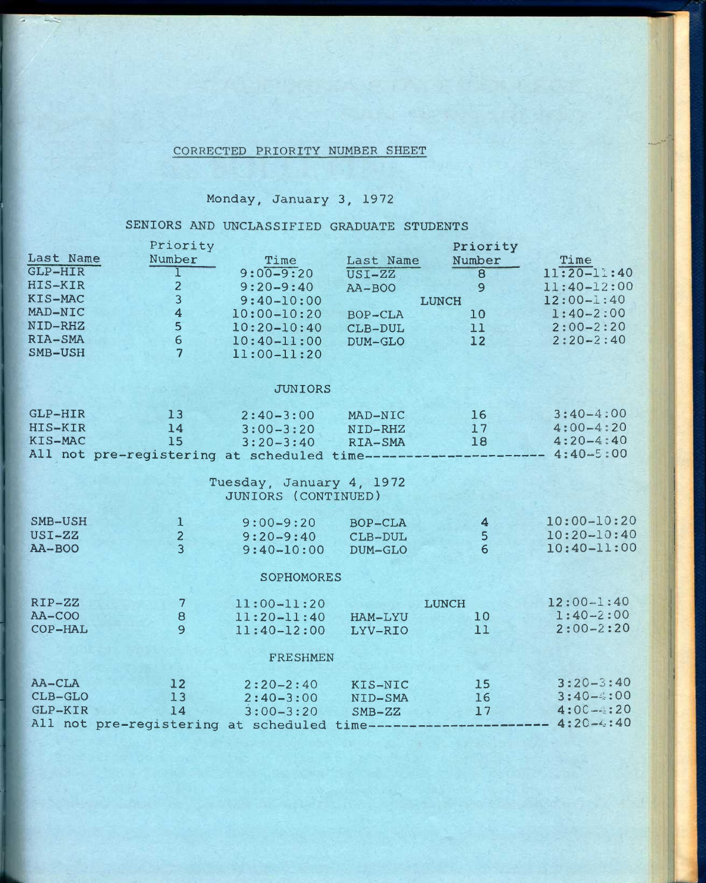# CORRECTED PRIORITY NUMBER SHEET

## Monday, January 3, 1972

### SENIORS AND UNCLASSIFIED GRADUATE STUDENTS

| Last Name | Priority Number | Time | Last Name | Priority Number | Time |
|---|---|---|---|---|---|
| GLP-HIR | 1 | 9:00-9:20 | USI-ZZ | 8 | 11:20-11:40 |
| HIS-KIR | 2 | 9:20-9:40 | AA-BOO | 9 | 11:40-12:00 |
| KIS-MAC | 3 | 9:40-10:00 | | LUNCH | 12:00-1:40 |
| MAD-NIC | 4 | 10:00-10:20 | BOP-CLA | 10 | 1:40-2:00 |
| NID-RHZ | 5 | 10:20-10:40 | CLB-DUL | 11 | 2:00-2:20 |
| RIA-SMA | 6 | 10:40-11:00 | DUM-GLO | 12 | 2:20-2:40 |
| SMB-USH | 7 | 11:00-11:20 | | | |

### JUNIORS

| | | | | | |
|---|---|---|---|---|---|
| GLP-HIR | 13 | 2:40-3:00 | MAD-NIC | 16 | 3:40-4:00 |
| HIS-KIR | 14 | 3:00-3:20 | NID-RHZ | 17 | 4:00-4:20 |
| KIS-MAC | 15 | 3:20-3:40 | RIA-SMA | 18 | 4:20-4:40 |

All not pre-registering at scheduled time---------------------- 4:40-5:00

## Tuesday, January 4, 1972

### JUNIORS (CONTINUED)

| | | | | | |
|---|---|---|---|---|---|
| SMB-USH | 1 | 9:00-9:20 | BOP-CLA | 4 | 10:00-10:20 |
| USI-ZZ | 2 | 9:20-9:40 | CLB-DUL | 5 | 10:20-10:40 |
| AA-BOO | 3 | 9:40-10:00 | DUM-GLO | 6 | 10:40-11:00 |

### SOPHOMORES

| | | | | | |
|---|---|---|---|---|---|
| RIP-ZZ | 7 | 11:00-11:20 | | LUNCH | 12:00-1:40 |
| AA-COO | 8 | 11:20-11:40 | HAM-LYU | 10 | 1:40-2:00 |
| COP-HAL | 9 | 11:40-12:00 | LYV-RIO | 11 | 2:00-2:20 |

### FRESHMEN

| | | | | | |
|---|---|---|---|---|---|
| AA-CLA | 12 | 2:20-2:40 | KIS-NIC | 15 | 3:20-3:40 |
| CLB-GLO | 13 | 2:40-3:00 | NID-SMA | 16 | 3:40-4:00 |
| GLP-KIR | 14 | 3:00-3:20 | SMB-ZZ | 17 | 4:00-4:20 |

All not pre-registering at scheduled time---------------------- 4:20-4:40